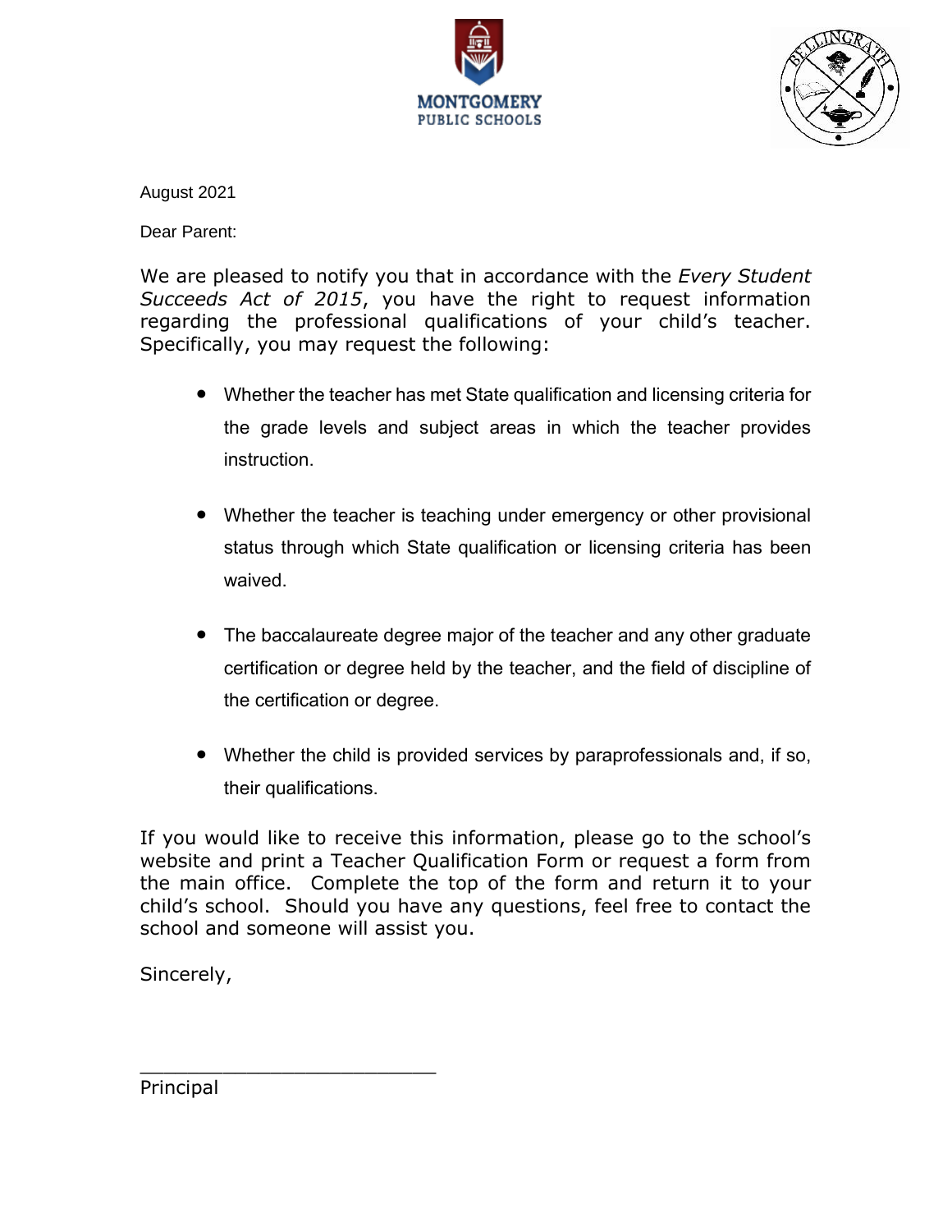MONTGOMERY
PUBLIC SCHOOLS

August 2021

Dear Parent:

We are pleased to notify you that in accordance with the *Every Student Succeeds Act of 2015*, you have the right to request information regarding the professional qualifications of your child's teacher. Specifically, you may request the following:

- Whether the teacher has met State qualification and licensing criteria for the grade levels and subject areas in which the teacher provides instruction.
- Whether the teacher is teaching under emergency or other provisional status through which State qualification or licensing criteria has been waived.
- The baccalaureate degree major of the teacher and any other graduate certification or degree held by the teacher, and the field of discipline of the certification or degree.
- Whether the child is provided services by paraprofessionals and, if so, their qualifications.

If you would like to receive this information, please go to the school's website and print a Teacher Qualification Form or request a form from the main office. Complete the top of the form and return it to your child's school. Should you have any questions, feel free to contact the school and someone will assist you.

Sincerely,

___________________________

Principal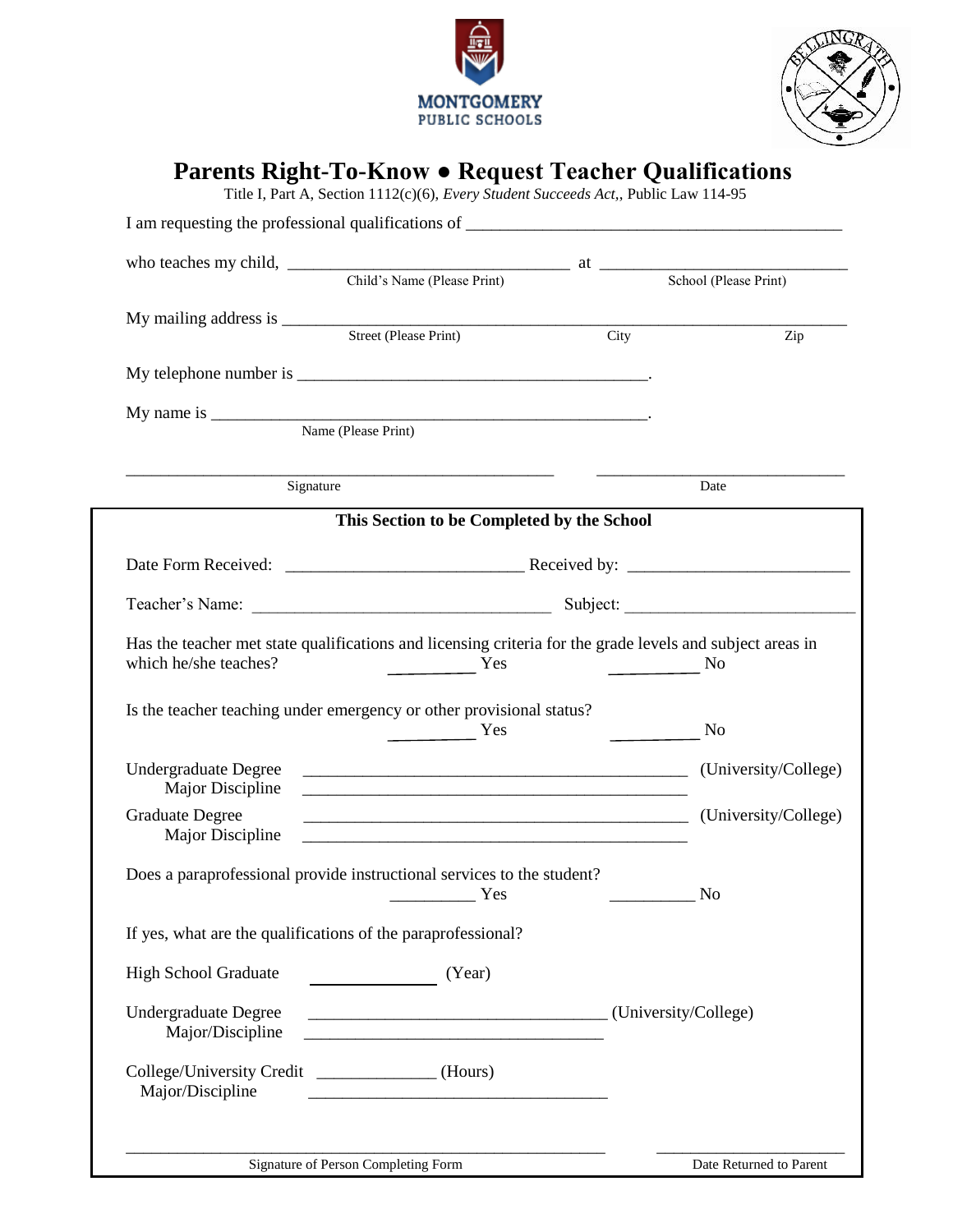MONTGOMERY PUBLIC SCHOOLS

# Parents Right-To-Know ● Request Teacher Qualifications

Title I, Part A, Section 1112(c)(6), *Every Student Succeeds Act,*, Public Law 114-95

I am requesting the professional qualifications of ____________________________________________

who teaches my child, _________________________________ at _____________________________
Child's Name (Please Print) School (Please Print)

My mailing address is ____________________________________________________________________
Street (Please Print) City Zip

My telephone number is _________________________________________.

My name is ____________________________________________________.
Name (Please Print)

__________________________________________________ _____________________________
Signature Date

**This Section to be Completed by the School**

Date Form Received: ___________________________ Received by: _________________________

Teacher's Name: ___________________________________ Subject: __________________________

Has the teacher met state qualifications and licensing criteria for the grade levels and subject areas in which he/she teaches? __________ Yes __________ No

Is the teacher teaching under emergency or other provisional status?
__________ Yes __________ No

Undergraduate Degree _____________________________________________ (University/College)
Major Discipline _____________________________________________

Graduate Degree _____________________________________________ (University/College)
Major Discipline _____________________________________________

Does a paraprofessional provide instructional services to the student?
__________ Yes __________ No

If yes, what are the qualifications of the paraprofessional?

High School Graduate ______________ (Year)

Undergraduate Degree ___________________________________ (University/College)
Major/Discipline ___________________________________

College/University Credit ______________ (Hours)
Major/Discipline ___________________________________

_______________________________________________________ ______________________
Signature of Person Completing Form Date Returned to Parent